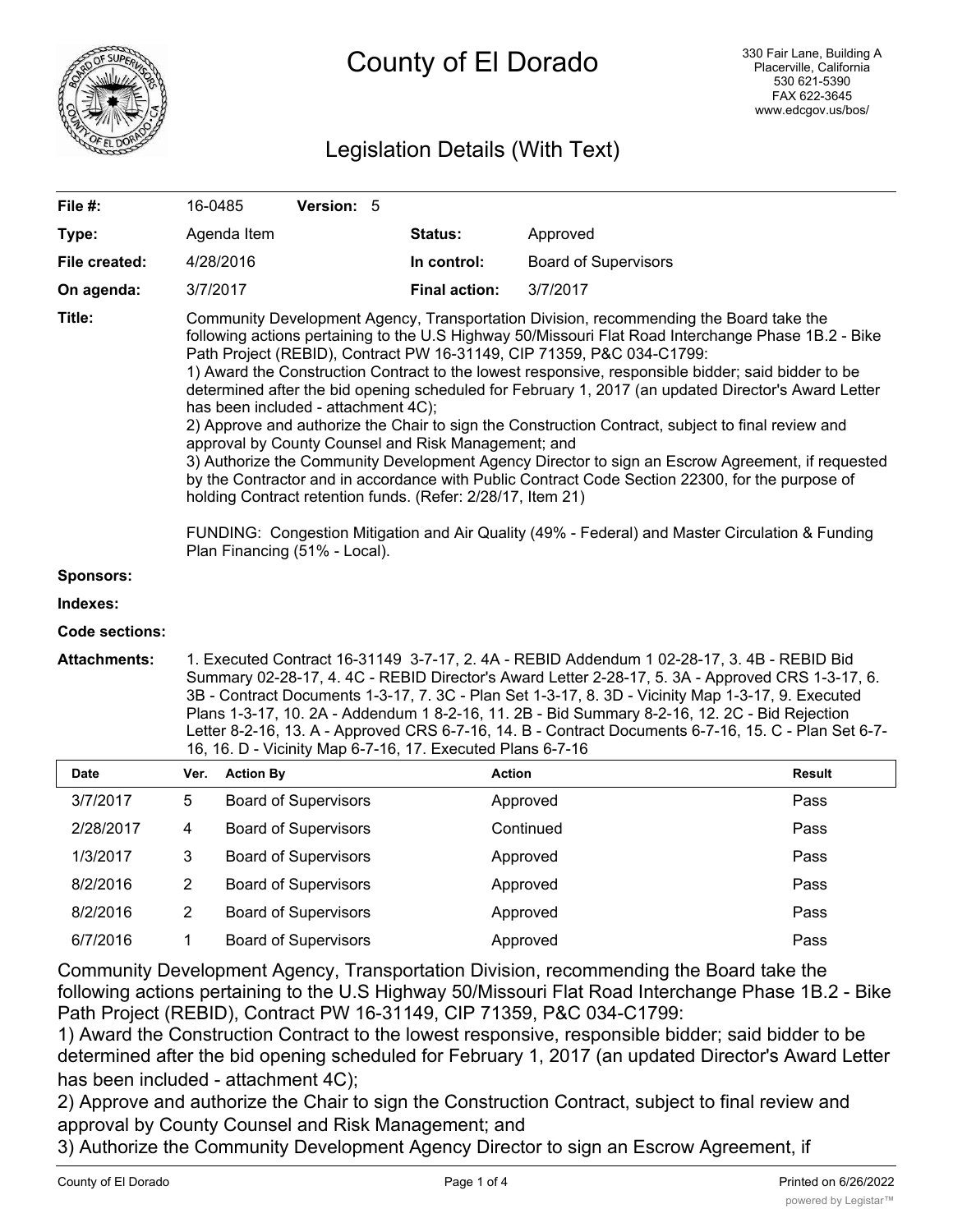# County of El Dorado

330 Fair Lane, Building A
Placerville, California
530 621-5390
FAX 622-3645
www.edcgov.us/bos/

## Legislation Details (With Text)

| | | | |
|---|---|---|---|
| **File #:** | 16-0485 **Version:** 5 | | |
| **Type:** | Agenda Item | **Status:** | Approved |
| **File created:** | 4/28/2016 | **In control:** | Board of Supervisors |
| **On agenda:** | 3/7/2017 | **Final action:** | 3/7/2017 |

**Title:** Community Development Agency, Transportation Division, recommending the Board take the following actions pertaining to the U.S Highway 50/Missouri Flat Road Interchange Phase 1B.2 - Bike Path Project (REBID), Contract PW 16-31149, CIP 71359, P&C 034-C1799:
1) Award the Construction Contract to the lowest responsive, responsible bidder; said bidder to be determined after the bid opening scheduled for February 1, 2017 (an updated Director's Award Letter has been included - attachment 4C);
2) Approve and authorize the Chair to sign the Construction Contract, subject to final review and approval by County Counsel and Risk Management; and
3) Authorize the Community Development Agency Director to sign an Escrow Agreement, if requested by the Contractor and in accordance with Public Contract Code Section 22300, for the purpose of holding Contract retention funds. (Refer: 2/28/17, Item 21)

FUNDING: Congestion Mitigation and Air Quality (49% - Federal) and Master Circulation & Funding Plan Financing (51% - Local).

**Sponsors:**

**Indexes:**

**Code sections:**

**Attachments:** 1. Executed Contract 16-31149 3-7-17, 2. 4A - REBID Addendum 1 02-28-17, 3. 4B - REBID Bid Summary 02-28-17, 4. 4C - REBID Director's Award Letter 2-28-17, 5. 3A - Approved CRS 1-3-17, 6. 3B - Contract Documents 1-3-17, 7. 3C - Plan Set 1-3-17, 8. 3D - Vicinity Map 1-3-17, 9. Executed Plans 1-3-17, 10. 2A - Addendum 1 8-2-16, 11. 2B - Bid Summary 8-2-16, 12. 2C - Bid Rejection Letter 8-2-16, 13. A - Approved CRS 6-7-16, 14. B - Contract Documents 6-7-16, 15. C - Plan Set 6-7-16, 16. D - Vicinity Map 6-7-16, 17. Executed Plans 6-7-16

| Date | Ver. | Action By | Action | Result |
|---|---|---|---|---|
| 3/7/2017 | 5 | Board of Supervisors | Approved | Pass |
| 2/28/2017 | 4 | Board of Supervisors | Continued | Pass |
| 1/3/2017 | 3 | Board of Supervisors | Approved | Pass |
| 8/2/2016 | 2 | Board of Supervisors | Approved | Pass |
| 8/2/2016 | 2 | Board of Supervisors | Approved | Pass |
| 6/7/2016 | 1 | Board of Supervisors | Approved | Pass |

Community Development Agency, Transportation Division, recommending the Board take the following actions pertaining to the U.S Highway 50/Missouri Flat Road Interchange Phase 1B.2 - Bike Path Project (REBID), Contract PW 16-31149, CIP 71359, P&C 034-C1799:
1) Award the Construction Contract to the lowest responsive, responsible bidder; said bidder to be determined after the bid opening scheduled for February 1, 2017 (an updated Director's Award Letter has been included - attachment 4C);
2) Approve and authorize the Chair to sign the Construction Contract, subject to final review and approval by County Counsel and Risk Management; and
3) Authorize the Community Development Agency Director to sign an Escrow Agreement, if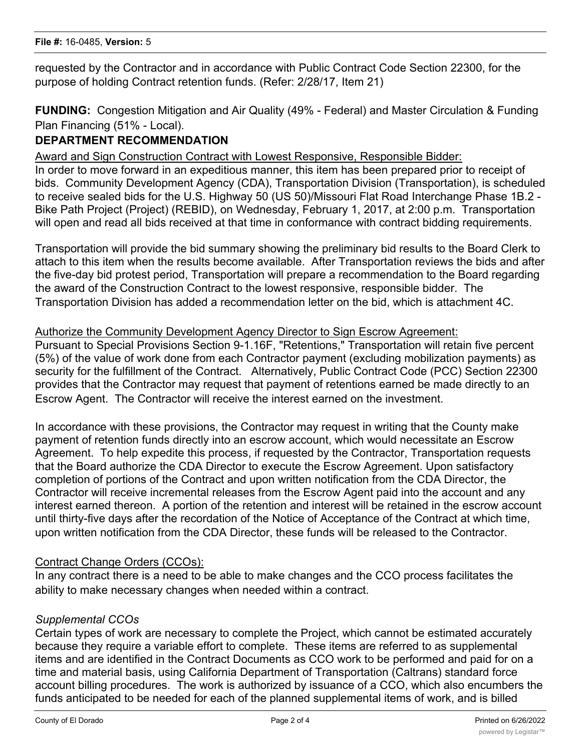requested by the Contractor and in accordance with Public Contract Code Section 22300, for the purpose of holding Contract retention funds. (Refer: 2/28/17, Item 21)

**FUNDING:** Congestion Mitigation and Air Quality (49% - Federal) and Master Circulation & Funding Plan Financing (51% - Local).

**DEPARTMENT RECOMMENDATION**

Award and Sign Construction Contract with Lowest Responsive, Responsible Bidder:

In order to move forward in an expeditious manner, this item has been prepared prior to receipt of bids. Community Development Agency (CDA), Transportation Division (Transportation), is scheduled to receive sealed bids for the U.S. Highway 50 (US 50)/Missouri Flat Road Interchange Phase 1B.2 - Bike Path Project (Project) (REBID), on Wednesday, February 1, 2017, at 2:00 p.m. Transportation will open and read all bids received at that time in conformance with contract bidding requirements.

Transportation will provide the bid summary showing the preliminary bid results to the Board Clerk to attach to this item when the results become available. After Transportation reviews the bids and after the five-day bid protest period, Transportation will prepare a recommendation to the Board regarding the award of the Construction Contract to the lowest responsive, responsible bidder. The Transportation Division has added a recommendation letter on the bid, which is attachment 4C.

Authorize the Community Development Agency Director to Sign Escrow Agreement:

Pursuant to Special Provisions Section 9-1.16F, "Retentions," Transportation will retain five percent (5%) of the value of work done from each Contractor payment (excluding mobilization payments) as security for the fulfillment of the Contract. Alternatively, Public Contract Code (PCC) Section 22300 provides that the Contractor may request that payment of retentions earned be made directly to an Escrow Agent. The Contractor will receive the interest earned on the investment.

In accordance with these provisions, the Contractor may request in writing that the County make payment of retention funds directly into an escrow account, which would necessitate an Escrow Agreement. To help expedite this process, if requested by the Contractor, Transportation requests that the Board authorize the CDA Director to execute the Escrow Agreement. Upon satisfactory completion of portions of the Contract and upon written notification from the CDA Director, the Contractor will receive incremental releases from the Escrow Agent paid into the account and any interest earned thereon. A portion of the retention and interest will be retained in the escrow account until thirty-five days after the recordation of the Notice of Acceptance of the Contract at which time, upon written notification from the CDA Director, these funds will be released to the Contractor.

Contract Change Orders (CCOs):

In any contract there is a need to be able to make changes and the CCO process facilitates the ability to make necessary changes when needed within a contract.

*Supplemental CCOs*

Certain types of work are necessary to complete the Project, which cannot be estimated accurately because they require a variable effort to complete. These items are referred to as supplemental items and are identified in the Contract Documents as CCO work to be performed and paid for on a time and material basis, using California Department of Transportation (Caltrans) standard force account billing procedures. The work is authorized by issuance of a CCO, which also encumbers the funds anticipated to be needed for each of the planned supplemental items of work, and is billed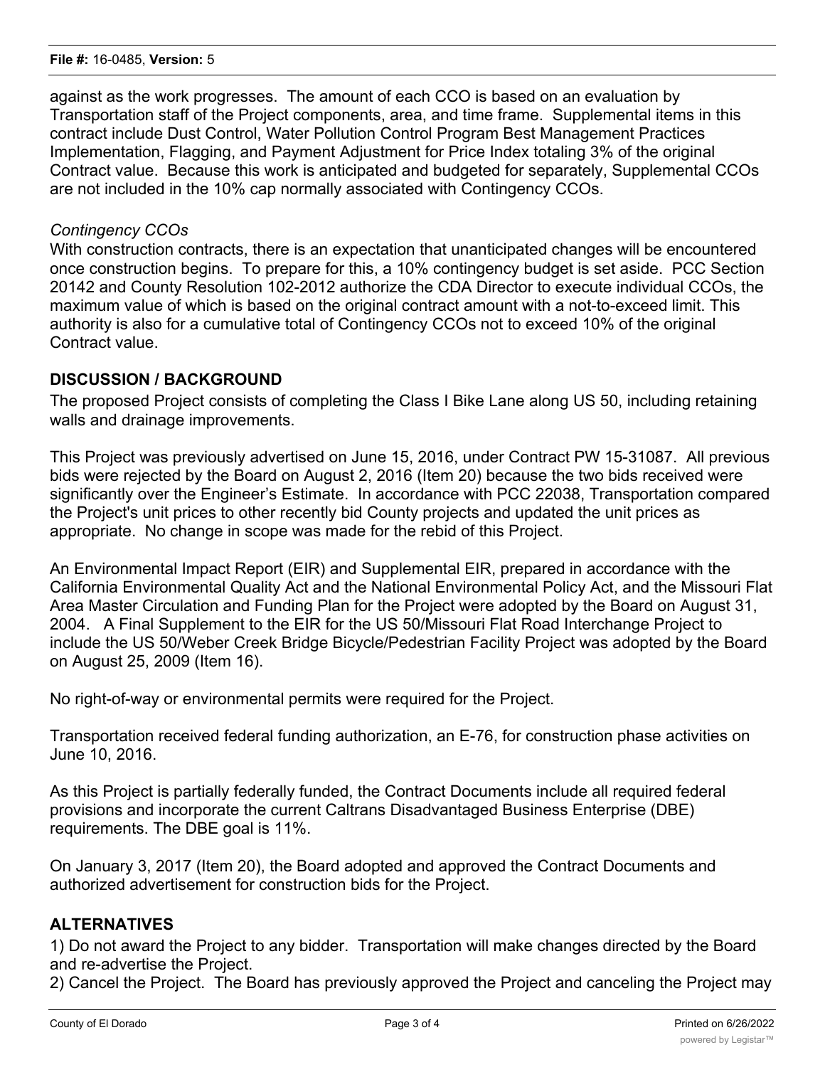against as the work progresses. The amount of each CCO is based on an evaluation by Transportation staff of the Project components, area, and time frame. Supplemental items in this contract include Dust Control, Water Pollution Control Program Best Management Practices Implementation, Flagging, and Payment Adjustment for Price Index totaling 3% of the original Contract value. Because this work is anticipated and budgeted for separately, Supplemental CCOs are not included in the 10% cap normally associated with Contingency CCOs.

*Contingency CCOs*

With construction contracts, there is an expectation that unanticipated changes will be encountered once construction begins. To prepare for this, a 10% contingency budget is set aside. PCC Section 20142 and County Resolution 102-2012 authorize the CDA Director to execute individual CCOs, the maximum value of which is based on the original contract amount with a not-to-exceed limit. This authority is also for a cumulative total of Contingency CCOs not to exceed 10% of the original Contract value.

## DISCUSSION / BACKGROUND

The proposed Project consists of completing the Class I Bike Lane along US 50, including retaining walls and drainage improvements.

This Project was previously advertised on June 15, 2016, under Contract PW 15-31087. All previous bids were rejected by the Board on August 2, 2016 (Item 20) because the two bids received were significantly over the Engineer's Estimate. In accordance with PCC 22038, Transportation compared the Project's unit prices to other recently bid County projects and updated the unit prices as appropriate. No change in scope was made for the rebid of this Project.

An Environmental Impact Report (EIR) and Supplemental EIR, prepared in accordance with the California Environmental Quality Act and the National Environmental Policy Act, and the Missouri Flat Area Master Circulation and Funding Plan for the Project were adopted by the Board on August 31, 2004. A Final Supplement to the EIR for the US 50/Missouri Flat Road Interchange Project to include the US 50/Weber Creek Bridge Bicycle/Pedestrian Facility Project was adopted by the Board on August 25, 2009 (Item 16).

No right-of-way or environmental permits were required for the Project.

Transportation received federal funding authorization, an E-76, for construction phase activities on June 10, 2016.

As this Project is partially federally funded, the Contract Documents include all required federal provisions and incorporate the current Caltrans Disadvantaged Business Enterprise (DBE) requirements. The DBE goal is 11%.

On January 3, 2017 (Item 20), the Board adopted and approved the Contract Documents and authorized advertisement for construction bids for the Project.

## ALTERNATIVES

1) Do not award the Project to any bidder. Transportation will make changes directed by the Board and re-advertise the Project.
2) Cancel the Project. The Board has previously approved the Project and canceling the Project may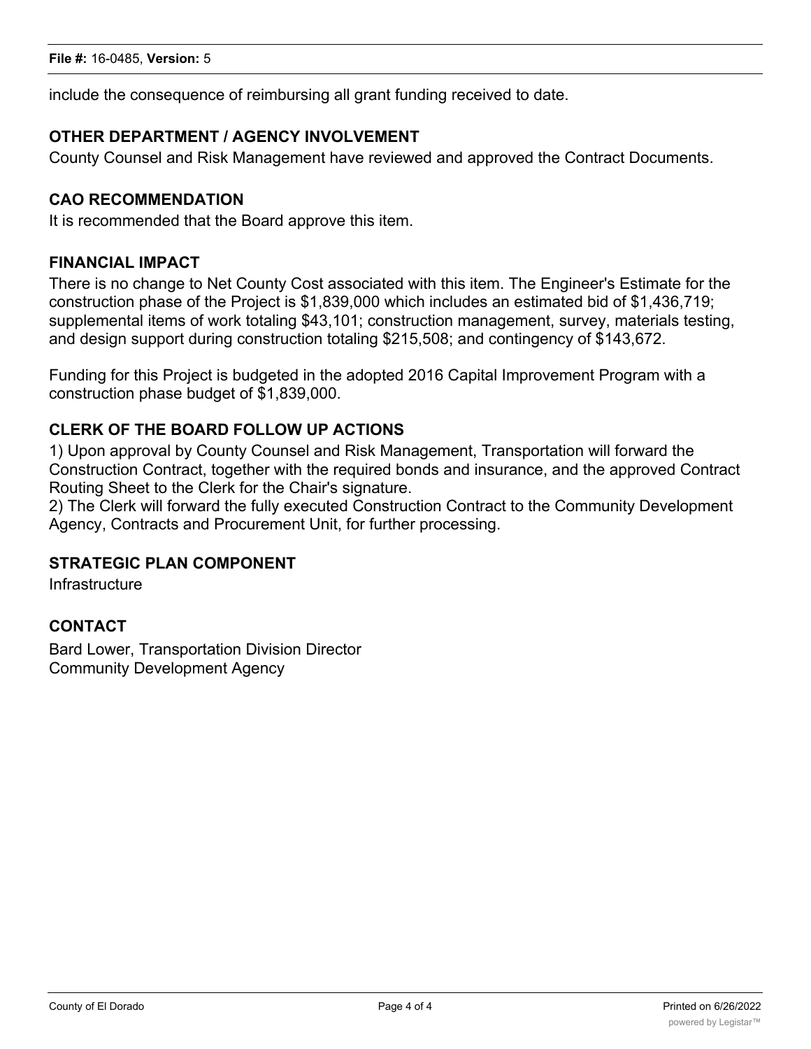include the consequence of reimbursing all grant funding received to date.

## OTHER DEPARTMENT / AGENCY INVOLVEMENT

County Counsel and Risk Management have reviewed and approved the Contract Documents.

## CAO RECOMMENDATION

It is recommended that the Board approve this item.

## FINANCIAL IMPACT

There is no change to Net County Cost associated with this item. The Engineer's Estimate for the construction phase of the Project is $1,839,000 which includes an estimated bid of $1,436,719; supplemental items of work totaling $43,101; construction management, survey, materials testing, and design support during construction totaling $215,508; and contingency of $143,672.

Funding for this Project is budgeted in the adopted 2016 Capital Improvement Program with a construction phase budget of $1,839,000.

## CLERK OF THE BOARD FOLLOW UP ACTIONS

1) Upon approval by County Counsel and Risk Management, Transportation will forward the Construction Contract, together with the required bonds and insurance, and the approved Contract Routing Sheet to the Clerk for the Chair's signature.
2) The Clerk will forward the fully executed Construction Contract to the Community Development Agency, Contracts and Procurement Unit, for further processing.

## STRATEGIC PLAN COMPONENT

Infrastructure

## CONTACT

Bard Lower, Transportation Division Director
Community Development Agency